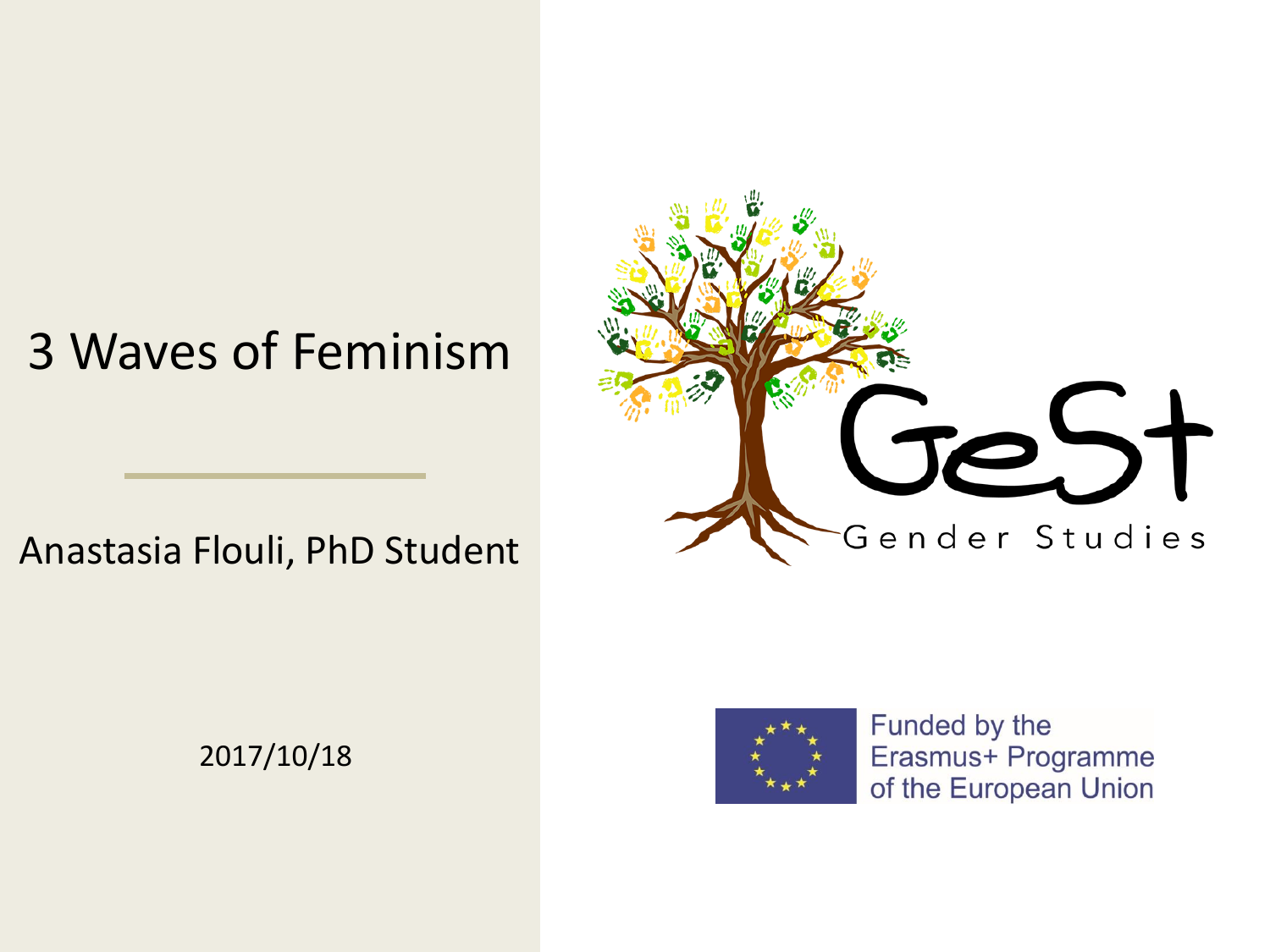# 3 Waves of Feminism

Anastasia Flouli, PhD Student

2017/10/18

GeSt

Gender Studies

Funded by the Erasmus+ Programme of the European Union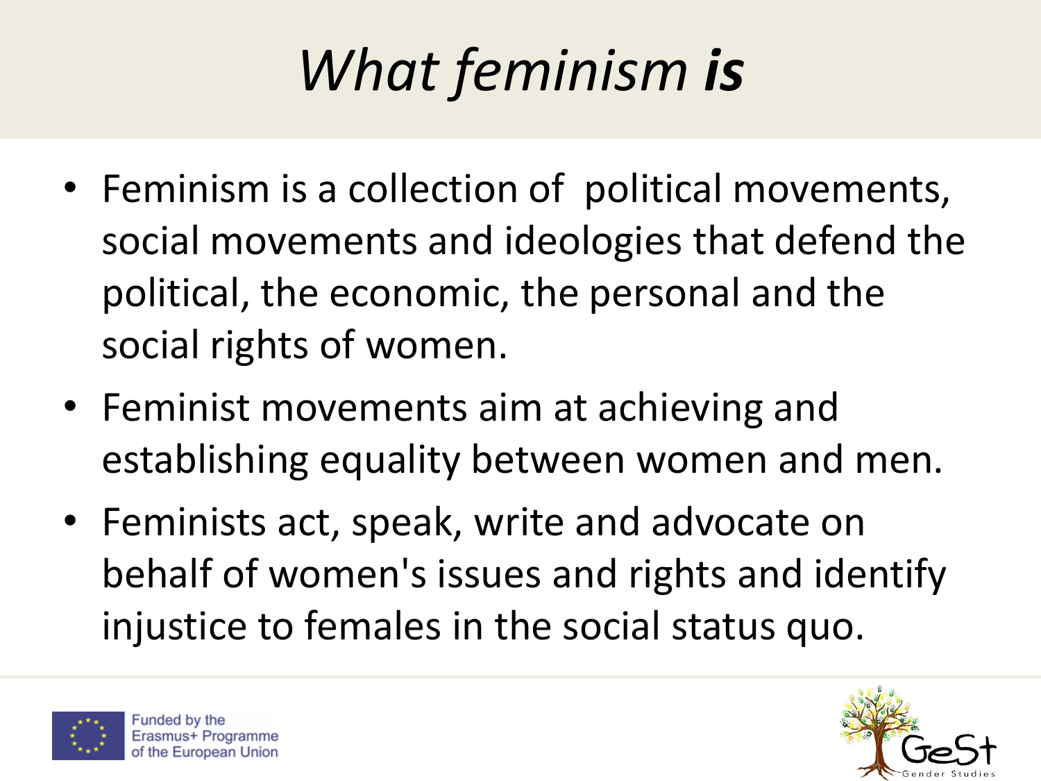# *What feminism **is***

- Feminism is a collection of political movements, social movements and ideologies that defend the political, the economic, the personal and the social rights of women.
- Feminist movements aim at achieving and establishing equality between women and men.
- Feminists act, speak, write and advocate on behalf of women's issues and rights and identify injustice to females in the social status quo.

Funded by the Erasmus+ Programme of the European Union

GeSt Gender Studies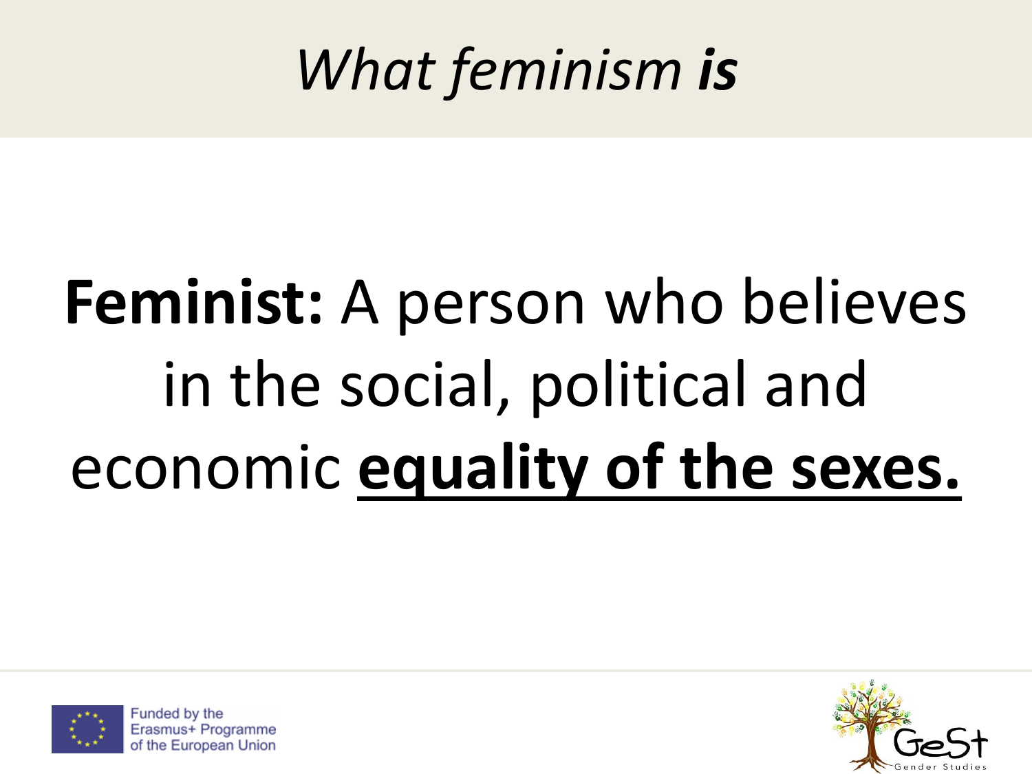# *What feminism **is***

**Feminist:** A person who believes in the social, political and economic **equality of the sexes.**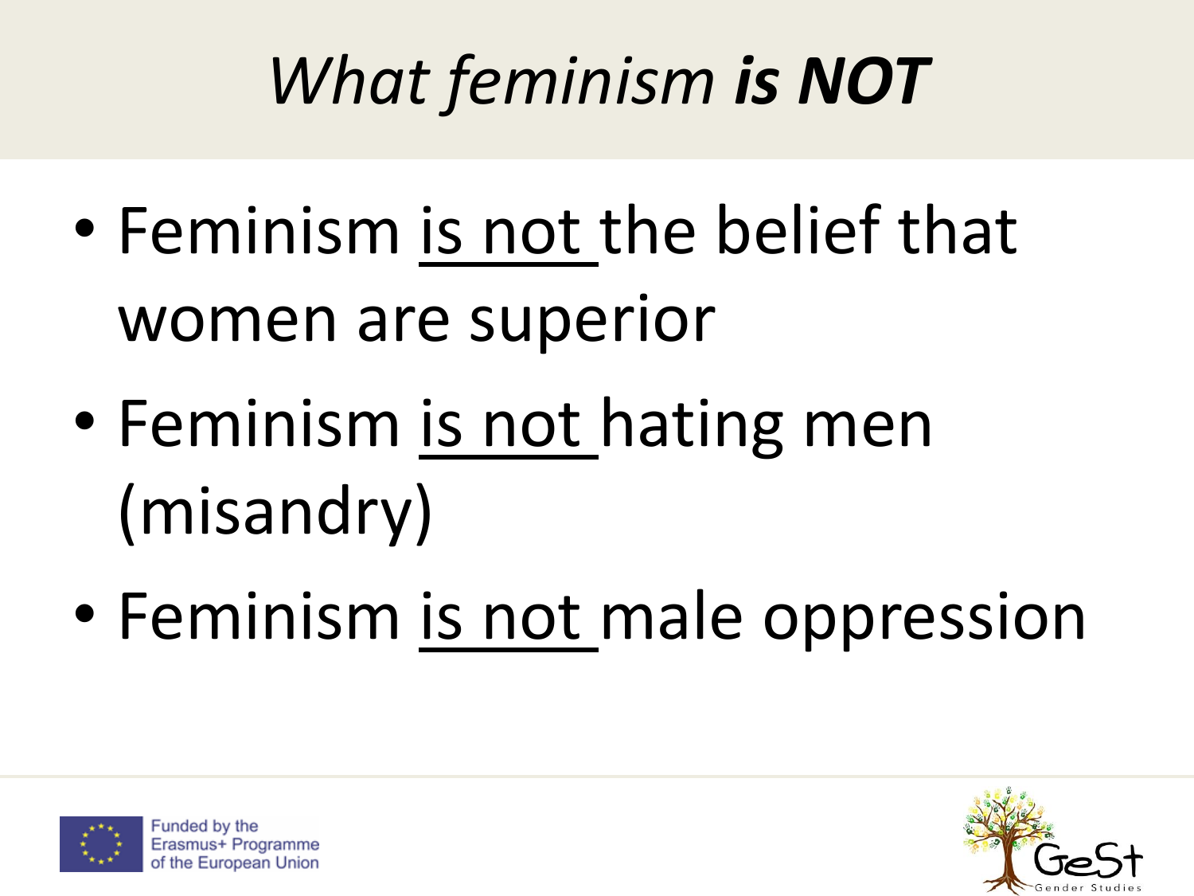# *What feminism **is NOT***

- Feminism <u>is not</u> the belief that women are superior
- Feminism <u>is not</u> hating men (misandry)
- Feminism <u>is not</u> male oppression

Funded by the Erasmus+ Programme of the European Union

GeSt Gender Studies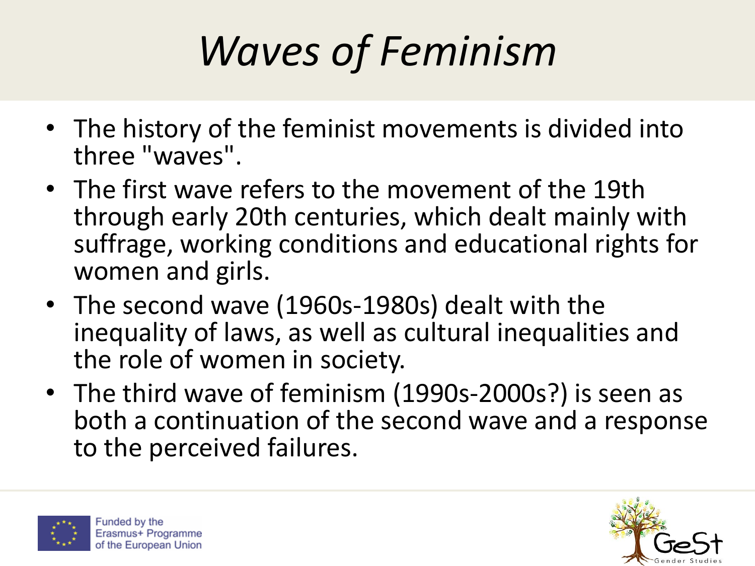# *Waves of Feminism*

- The history of the feminist movements is divided into three "waves".
- The first wave refers to the movement of the 19th through early 20th centuries, which dealt mainly with suffrage, working conditions and educational rights for women and girls.
- The second wave (1960s-1980s) dealt with the inequality of laws, as well as cultural inequalities and the role of women in society.
- The third wave of feminism (1990s-2000s?) is seen as both a continuation of the second wave and a response to the perceived failures.

Funded by the Erasmus+ Programme of the European Union

GeSt Gender Studies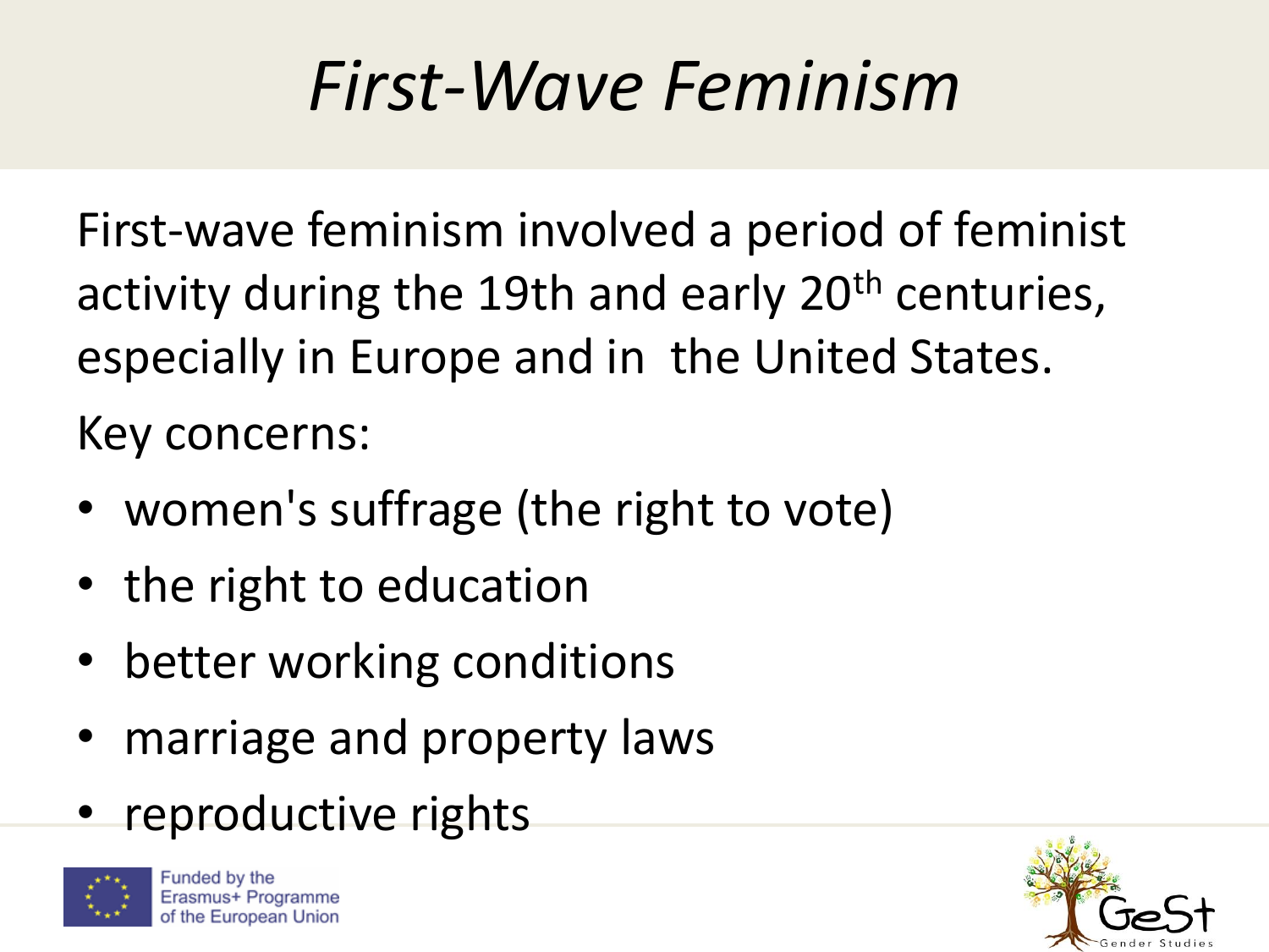# *First-Wave Feminism*

First-wave feminism involved a period of feminist activity during the 19th and early 20th centuries, especially in Europe and in the United States.

Key concerns:

- women's suffrage (the right to vote)
- the right to education
- better working conditions
- marriage and property laws
- reproductive rights

Funded by the Erasmus+ Programme of the European Union

GeSt Gender Studies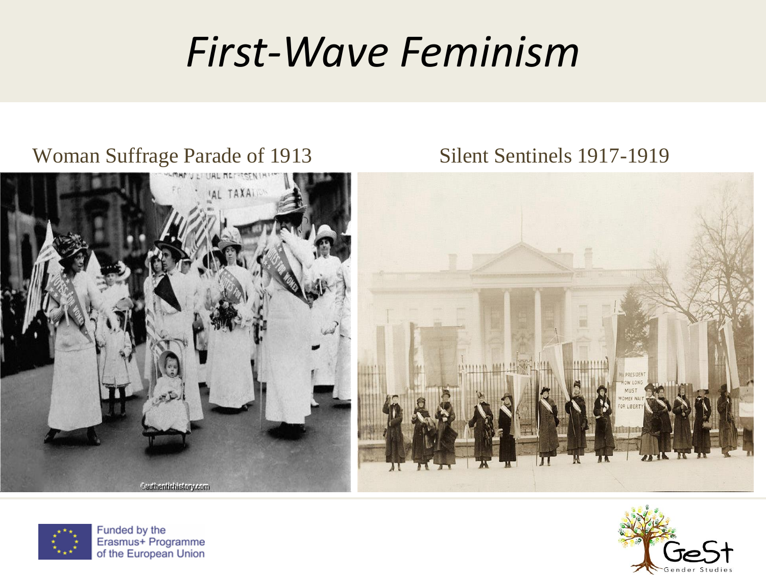# *First-Wave Feminism*

Woman Suffrage Parade of 1913

Silent Sentinels 1917-1919

Funded by the Erasmus+ Programme of the European Union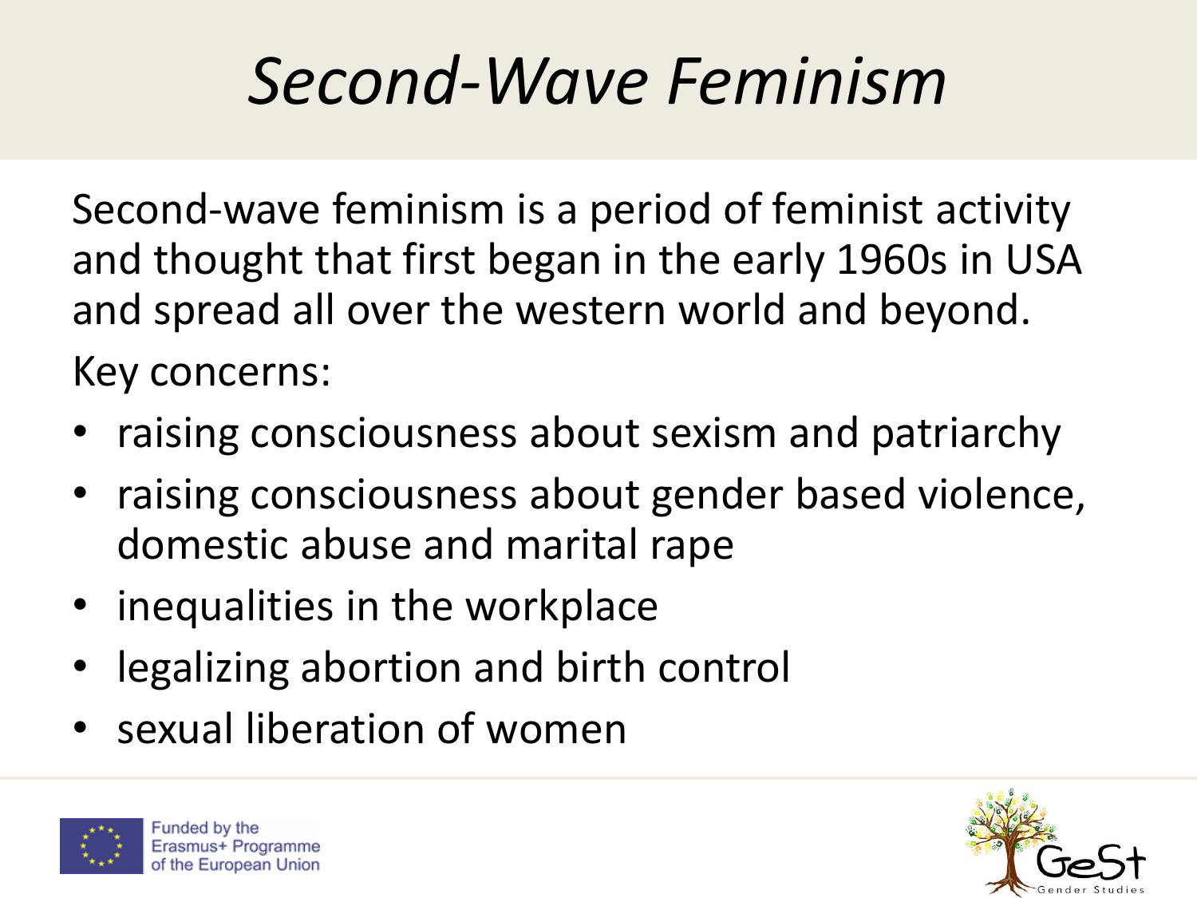# Second-Wave Feminism

Second-wave feminism is a period of feminist activity and thought that first began in the early 1960s in USA and spread all over the western world and beyond.

Key concerns:

- raising consciousness about sexism and patriarchy
- raising consciousness about gender based violence, domestic abuse and marital rape
- inequalities in the workplace
- legalizing abortion and birth control
- sexual liberation of women

Funded by the Erasmus+ Programme of the European Union

GeSt Gender Studies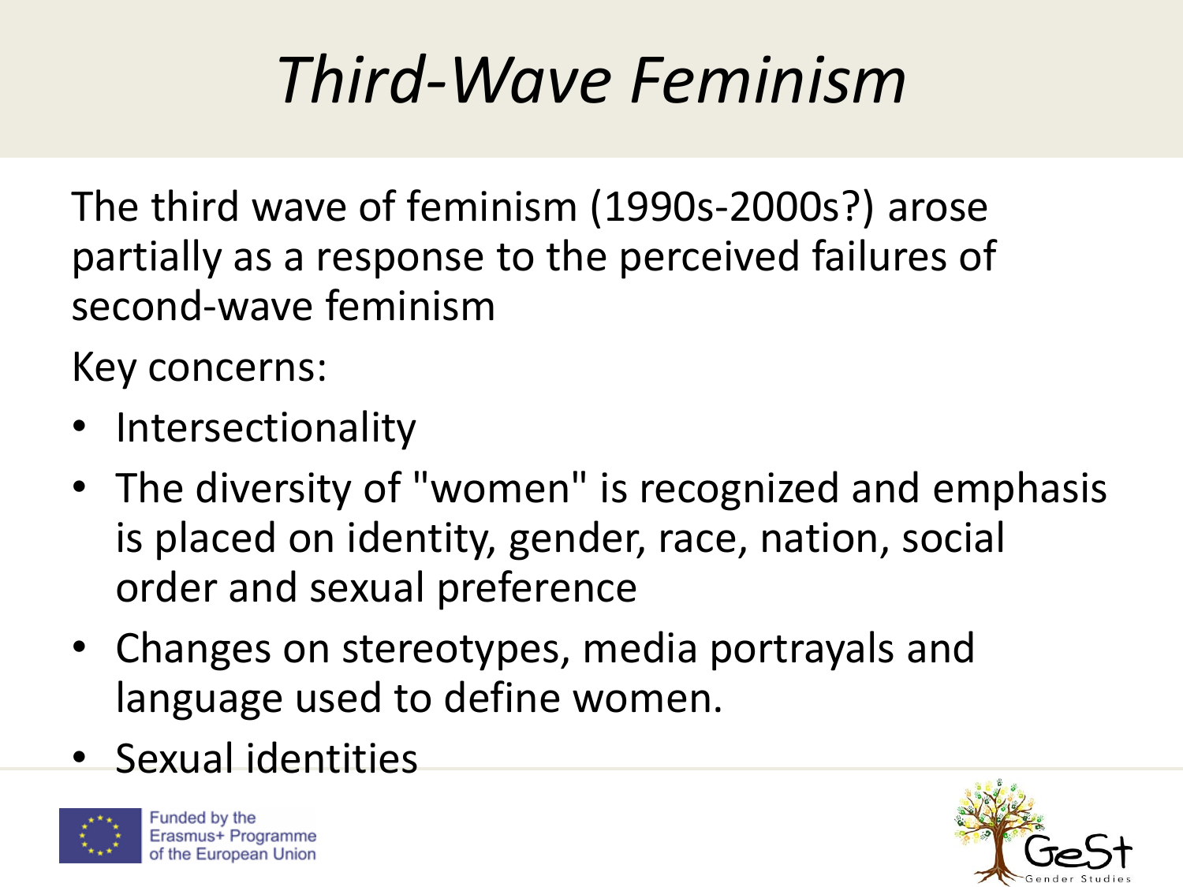# *Third-Wave Feminism*

The third wave of feminism (1990s-2000s?) arose partially as a response to the perceived failures of second-wave feminism

Key concerns:

- Intersectionality
- The diversity of "women" is recognized and emphasis is placed on identity, gender, race, nation, social order and sexual preference
- Changes on stereotypes, media portrayals and language used to define women.
- Sexual identities

Funded by the Erasmus+ Programme of the European Union

GeSt Gender Studies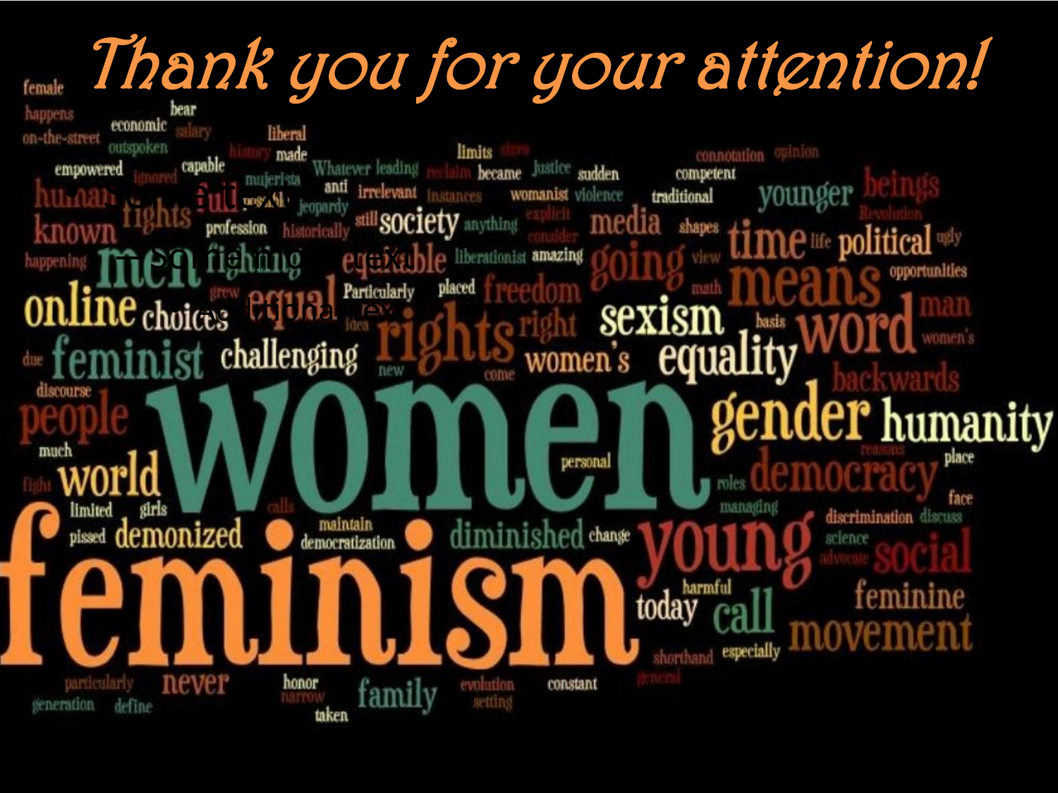# Thank you for your attention!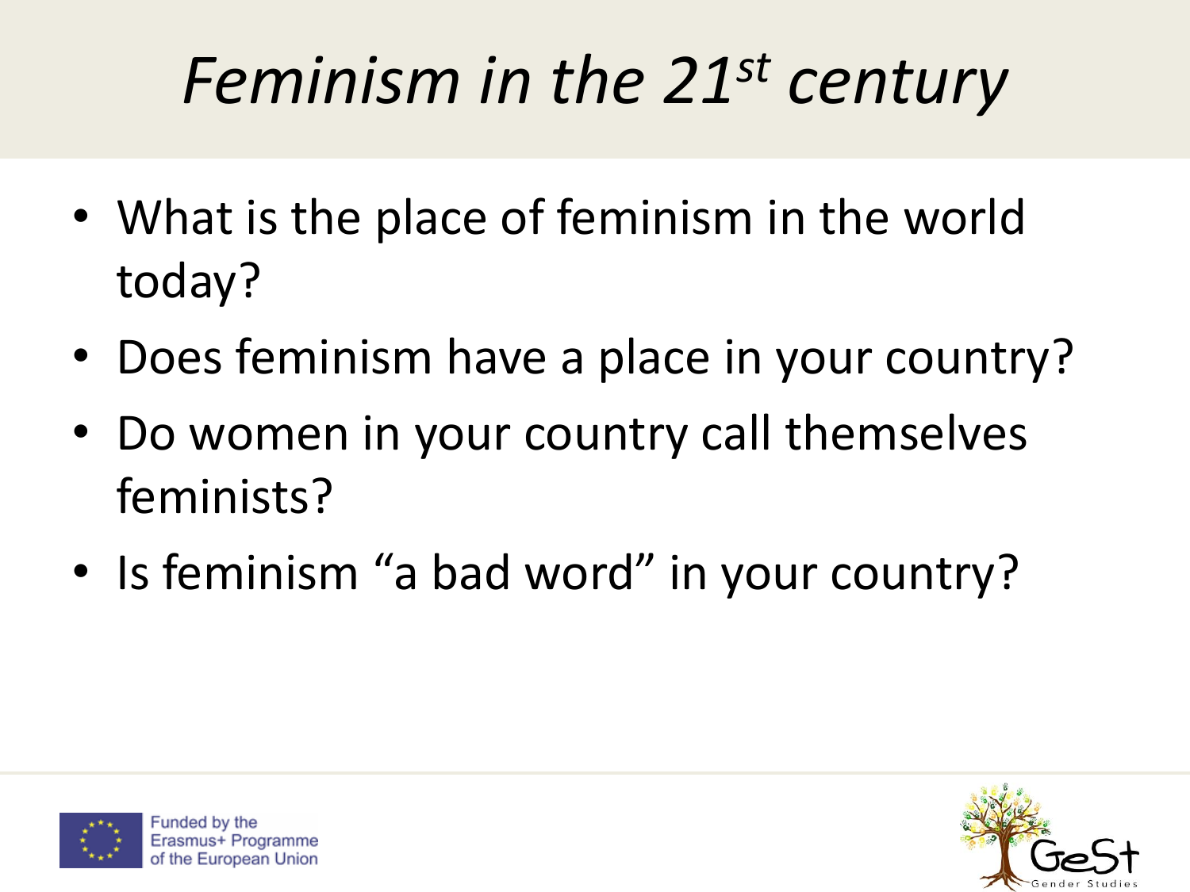# *Feminism in the 21st century*

- What is the place of feminism in the world today?
- Does feminism have a place in your country?
- Do women in your country call themselves feminists?
- Is feminism “a bad word” in your country?

Funded by the Erasmus+ Programme of the European Union

GeSt Gender Studies